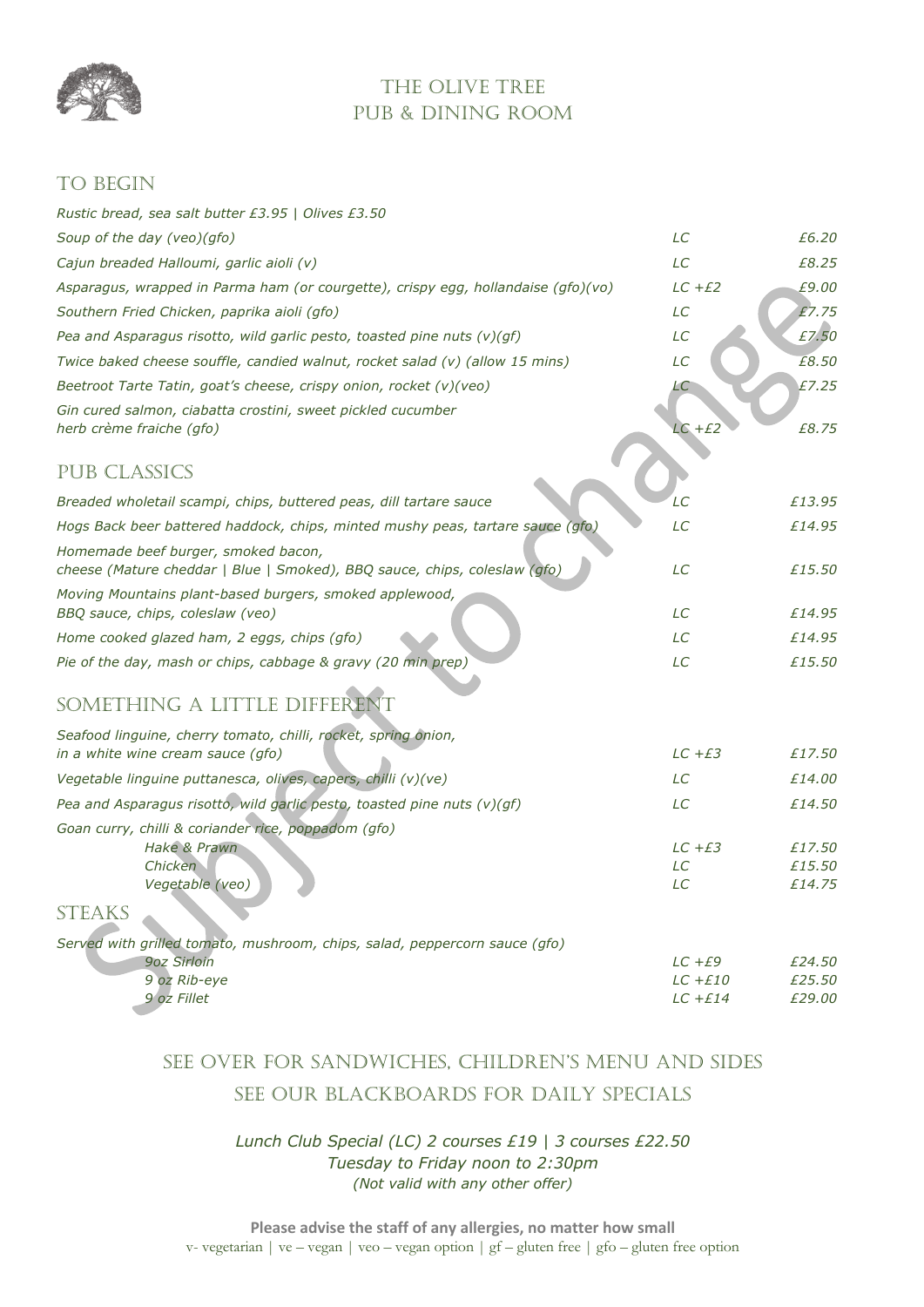# The Olive Tree
## Pub & Dining Room

## To Begin

*Rustic bread, sea salt butter £3.95 | Olives £3.50*

| Dish | LC | Price |
|---|---|---|
| *Soup of the day (veo)(gfo)* | *LC* | *£6.20* |
| *Cajun breaded Halloumi, garlic aioli (v)* | *LC* | *£8.25* |
| *Asparagus, wrapped in Parma ham (or courgette), crispy egg, hollandaise (gfo)(vo)* | *LC +£2* | *£9.00* |
| *Southern Fried Chicken, paprika aioli (gfo)* | *LC* | *£7.75* |
| *Pea and Asparagus risotto, wild garlic pesto, toasted pine nuts (v)(gf)* | *LC* | *£7.50* |
| *Twice baked cheese souffle, candied walnut, rocket salad (v) (allow 15 mins)* | *LC* | *£8.50* |
| *Beetroot Tarte Tatin, goat's cheese, crispy onion, rocket (v)(veo)* | *LC* | *£7.25* |
| *Gin cured salmon, ciabatta crostini, sweet pickled cucumber herb crème fraiche (gfo)* | *LC +£2* | *£8.75* |

## Pub Classics

| Dish | LC | Price |
|---|---|---|
| *Breaded wholetail scampi, chips, buttered peas, dill tartare sauce* | *LC* | *£13.95* |
| *Hogs Back beer battered haddock, chips, minted mushy peas, tartare sauce (gfo)* | *LC* | *£14.95* |
| *Homemade beef burger, smoked bacon, cheese (Mature cheddar \| Blue \| Smoked), BBQ sauce, chips, coleslaw (gfo)* | *LC* | *£15.50* |
| *Moving Mountains plant-based burgers, smoked applewood, BBQ sauce, chips, coleslaw (veo)* | *LC* | *£14.95* |
| *Home cooked glazed ham, 2 eggs, chips (gfo)* | *LC* | *£14.95* |
| *Pie of the day, mash or chips, cabbage & gravy (20 min prep)* | *LC* | *£15.50* |

## Something a Little Different

| Dish | LC | Price |
|---|---|---|
| *Seafood linguine, cherry tomato, chilli, rocket, spring onion, in a white wine cream sauce (gfo)* | *LC +£3* | *£17.50* |
| *Vegetable linguine puttanesca, olives, capers, chilli (v)(ve)* | *LC* | *£14.00* |
| *Pea and Asparagus risotto, wild garlic pesto, toasted pine nuts (v)(gf)* | *LC* | *£14.50* |
| *Goan curry, chilli & coriander rice, poppadom (gfo)* | | |
| *Hake & Prawn* | *LC +£3* | *£17.50* |
| *Chicken* | *LC* | *£15.50* |
| *Vegetable (veo)* | *LC* | *£14.75* |

## Steaks

*Served with grilled tomato, mushroom, chips, salad, peppercorn sauce (gfo)*

| Dish | LC | Price |
|---|---|---|
| *9oz Sirloin* | *LC +£9* | *£24.50* |
| *9 oz Rib-eye* | *LC +£10* | *£25.50* |
| *9 oz Fillet* | *LC +£14* | *£29.00* |

## See over for sandwiches, children's menu and sides
## See our blackboards for daily specials

*Lunch Club Special (LC) 2 courses £19 | 3 courses £22.50*
*Tuesday to Friday noon to 2:30pm*
*(Not valid with any other offer)*

**Please advise the staff of any allergies, no matter how small**

v- vegetarian | ve – vegan | veo – vegan option | gf – gluten free | gfo – gluten free option

Subject to change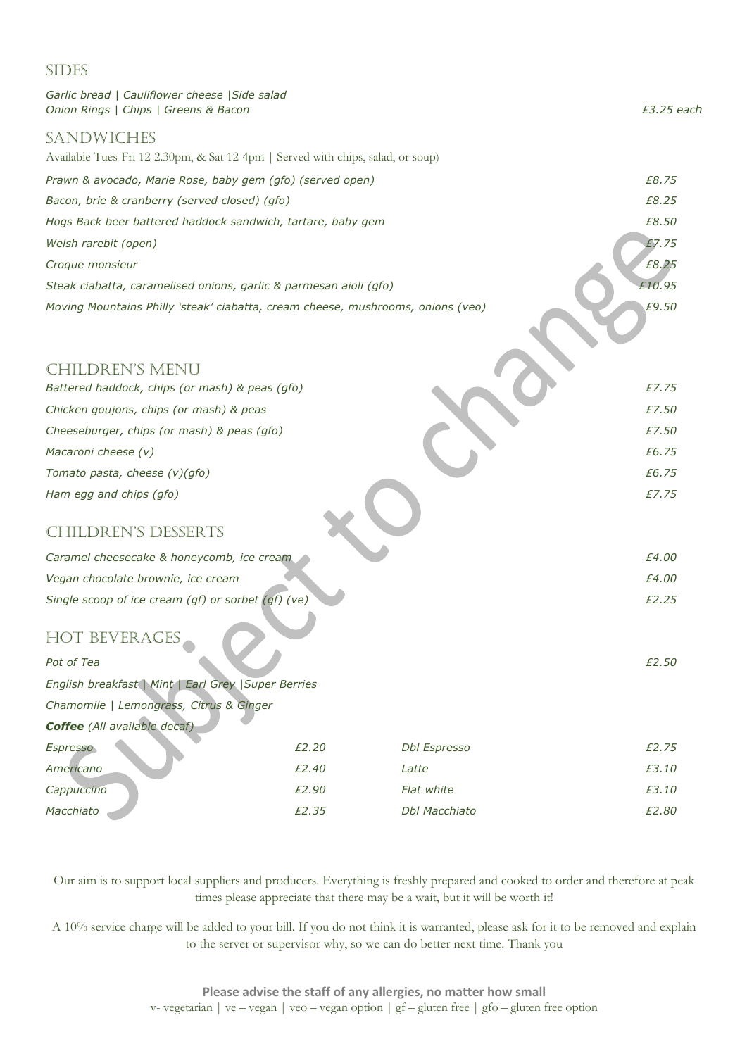## SIDES

*Garlic bread | Cauliflower cheese |Side salad*
*Onion Rings | Chips | Greens & Bacon* *£3.25 each*

## SANDWICHES

Available Tues-Fri 12-2.30pm, & Sat 12-4pm | Served with chips, salad, or soup)

| | |
|---|---|
| *Prawn & avocado, Marie Rose, baby gem (gfo) (served open)* | *£8.75* |
| *Bacon, brie & cranberry (served closed) (gfo)* | *£8.25* |
| *Hogs Back beer battered haddock sandwich, tartare, baby gem* | *£8.50* |
| *Welsh rarebit (open)* | *£7.75* |
| *Croque monsieur* | *£8.25* |
| *Steak ciabatta, caramelised onions, garlic & parmesan aioli (gfo)* | *£10.95* |
| *Moving Mountains Philly 'steak' ciabatta, cream cheese, mushrooms, onions (veo)* | *£9.50* |

## CHILDREN'S MENU

| | |
|---|---|
| *Battered haddock, chips (or mash) & peas (gfo)* | *£7.75* |
| *Chicken goujons, chips (or mash) & peas* | *£7.50* |
| *Cheeseburger, chips (or mash) & peas (gfo)* | *£7.50* |
| *Macaroni cheese (v)* | *£6.75* |
| *Tomato pasta, cheese (v)(gfo)* | *£6.75* |
| *Ham egg and chips (gfo)* | *£7.75* |

## CHILDREN'S DESSERTS

| | |
|---|---|
| *Caramel cheesecake & honeycomb, ice cream* | *£4.00* |
| *Vegan chocolate brownie, ice cream* | *£4.00* |
| *Single scoop of ice cream (gf) or sorbet (gf) (ve)* | *£2.25* |

## HOT BEVERAGES

*Pot of Tea* *£2.50*

*English breakfast | Mint | Earl Grey |Super Berries*
*Chamomile | Lemongrass, Citrus & Ginger*

***Coffee** (All available decaf)*

| | | | |
|---|---|---|---|
| *Espresso* | *£2.20* | *Dbl Espresso* | *£2.75* |
| *Americano* | *£2.40* | *Latte* | *£3.10* |
| *Cappuccino* | *£2.90* | *Flat white* | *£3.10* |
| *Macchiato* | *£2.35* | *Dbl Macchiato* | *£2.80* |

Subject to change

Our aim is to support local suppliers and producers. Everything is freshly prepared and cooked to order and therefore at peak times please appreciate that there may be a wait, but it will be worth it!

A 10% service charge will be added to your bill. If you do not think it is warranted, please ask for it to be removed and explain to the server or supervisor why, so we can do better next time. Thank you

**Please advise the staff of any allergies, no matter how small**

v- vegetarian | ve – vegan | veo – vegan option | gf – gluten free | gfo – gluten free option